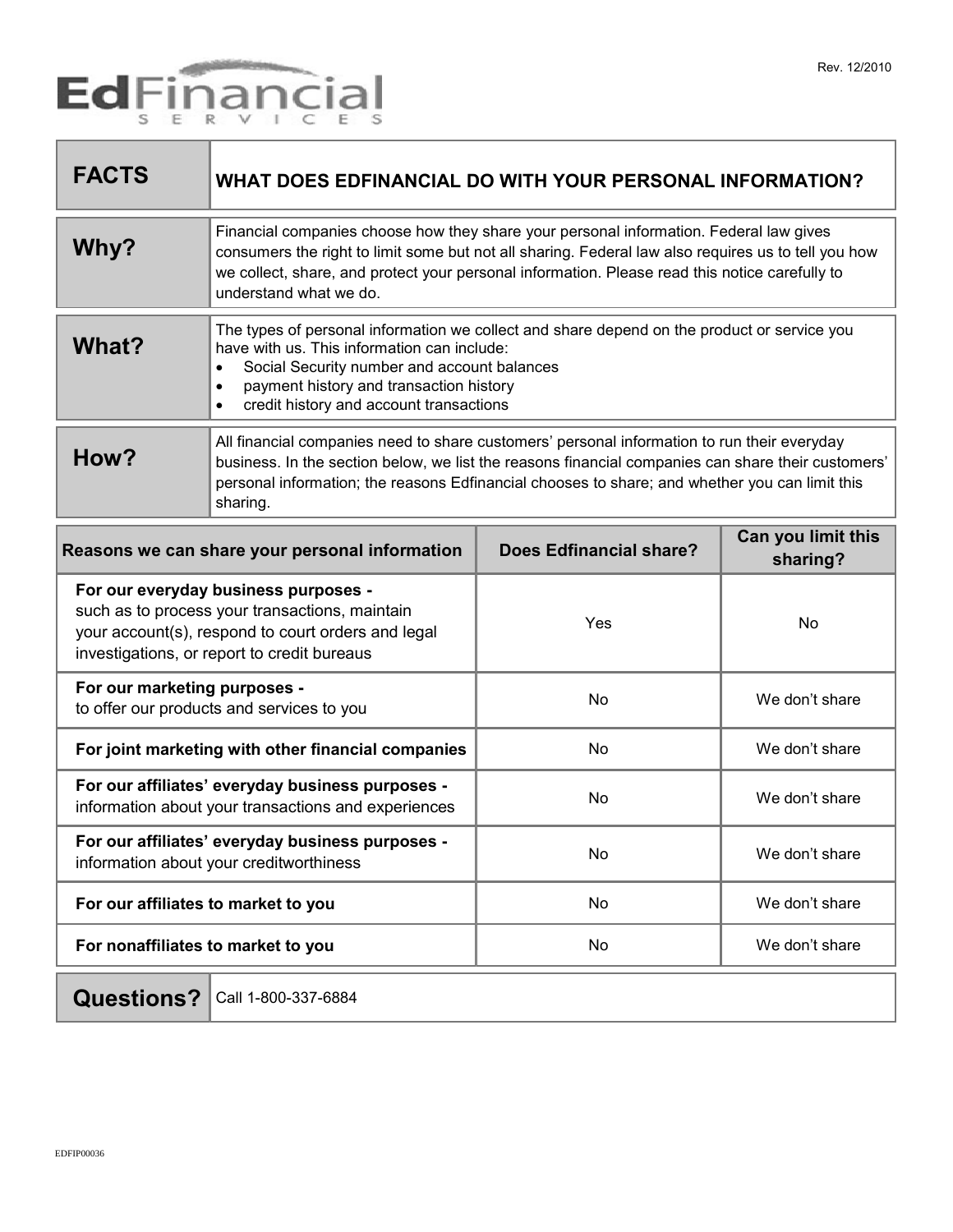Rev. 12/2010

EdFinancial SERVICES

| FACTS | WHAT DOES EDFINANCIAL DO WITH YOUR PERSONAL INFORMATION? |
|---|---|
| **Why?** | Financial companies choose how they share your personal information. Federal law gives consumers the right to limit some but not all sharing. Federal law also requires us to tell you how we collect, share, and protect your personal information. Please read this notice carefully to understand what we do. |
| **What?** | The types of personal information we collect and share depend on the product or service you have with us. This information can include:<br>• Social Security number and account balances<br>• payment history and transaction history<br>• credit history and account transactions |
| **How?** | All financial companies need to share customers' personal information to run their everyday business. In the section below, we list the reasons financial companies can share their customers' personal information; the reasons Edfinancial chooses to share; and whether you can limit this sharing. |

| Reasons we can share your personal information | Does Edfinancial share? | Can you limit this sharing? |
|---|---|---|
| **For our everyday business purposes -** such as to process your transactions, maintain your account(s), respond to court orders and legal investigations, or report to credit bureaus | Yes | No |
| **For our marketing purposes -** to offer our products and services to you | No | We don't share |
| **For joint marketing with other financial companies** | No | We don't share |
| **For our affiliates' everyday business purposes -** information about your transactions and experiences | No | We don't share |
| **For our affiliates' everyday business purposes -** information about your creditworthiness | No | We don't share |
| **For our affiliates to market to you** | No | We don't share |
| **For nonaffiliates to market to you** | No | We don't share |

| Questions? | Call 1-800-337-6884 |
|---|---|

EDFIP00036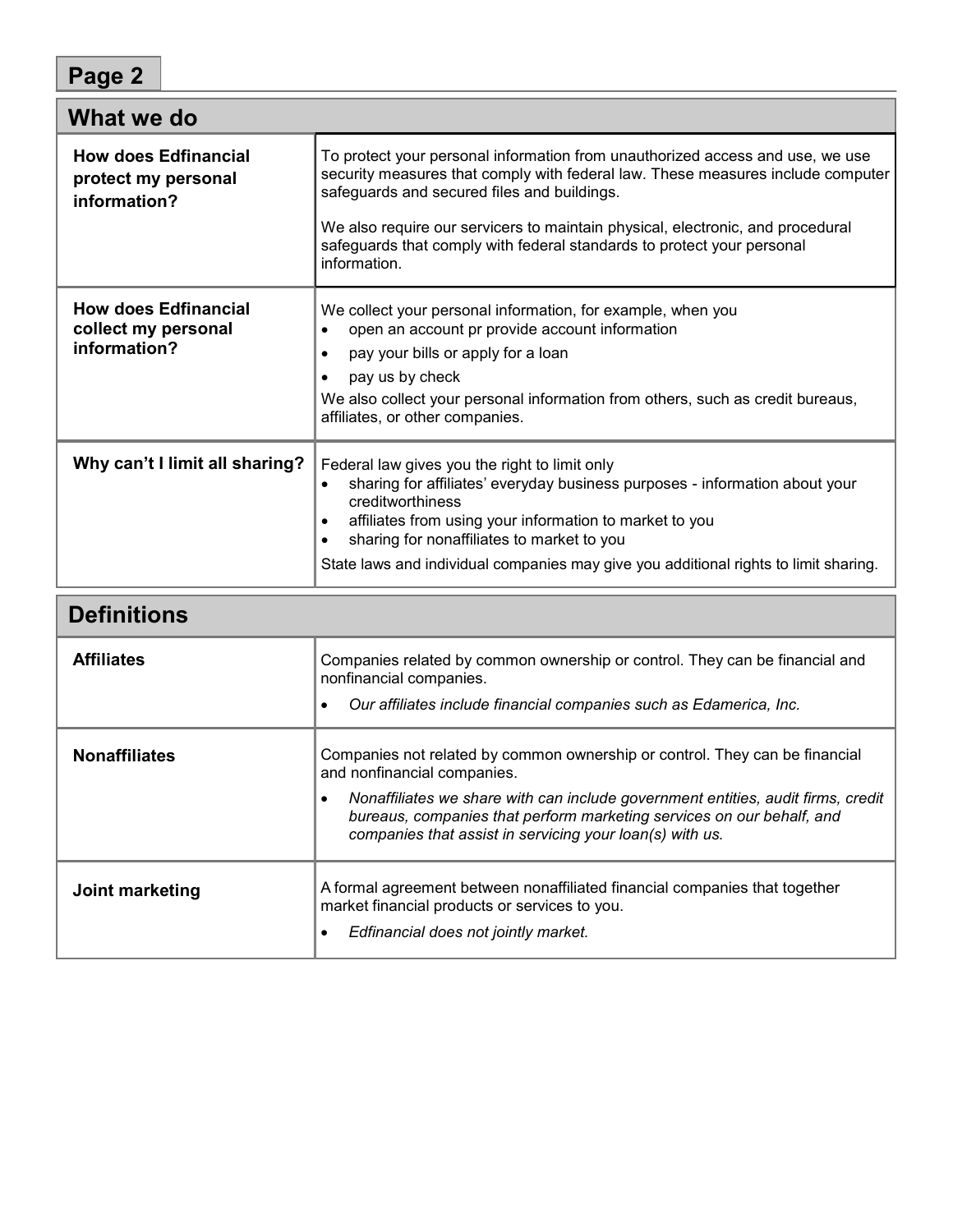## What we do

| | |
|---|---|
| **How does Edfinancial protect my personal information?** | To protect your personal information from unauthorized access and use, we use security measures that comply with federal law. These measures include computer safeguards and secured files and buildings.<br><br>We also require our servicers to maintain physical, electronic, and procedural safeguards that comply with federal standards to protect your personal information. |
| **How does Edfinancial collect my personal information?** | We collect your personal information, for example, when you<br>• open an account pr provide account information<br>• pay your bills or apply for a loan<br>• pay us by check<br>We also collect your personal information from others, such as credit bureaus, affiliates, or other companies. |
| **Why can't I limit all sharing?** | Federal law gives you the right to limit only<br>• sharing for affiliates' everyday business purposes - information about your creditworthiness<br>• affiliates from using your information to market to you<br>• sharing for nonaffiliates to market to you<br>State laws and individual companies may give you additional rights to limit sharing. |

## Definitions

| | |
|---|---|
| **Affiliates** | Companies related by common ownership or control. They can be financial and nonfinancial companies.<br>• *Our affiliates include financial companies such as Edamerica, Inc.* |
| **Nonaffiliates** | Companies not related by common ownership or control. They can be financial and nonfinancial companies.<br>• *Nonaffiliates we share with can include government entities, audit firms, credit bureaus, companies that perform marketing services on our behalf, and companies that assist in servicing your loan(s) with us.* |
| **Joint marketing** | A formal agreement between nonaffiliated financial companies that together market financial products or services to you.<br>• *Edfinancial does not jointly market.* |